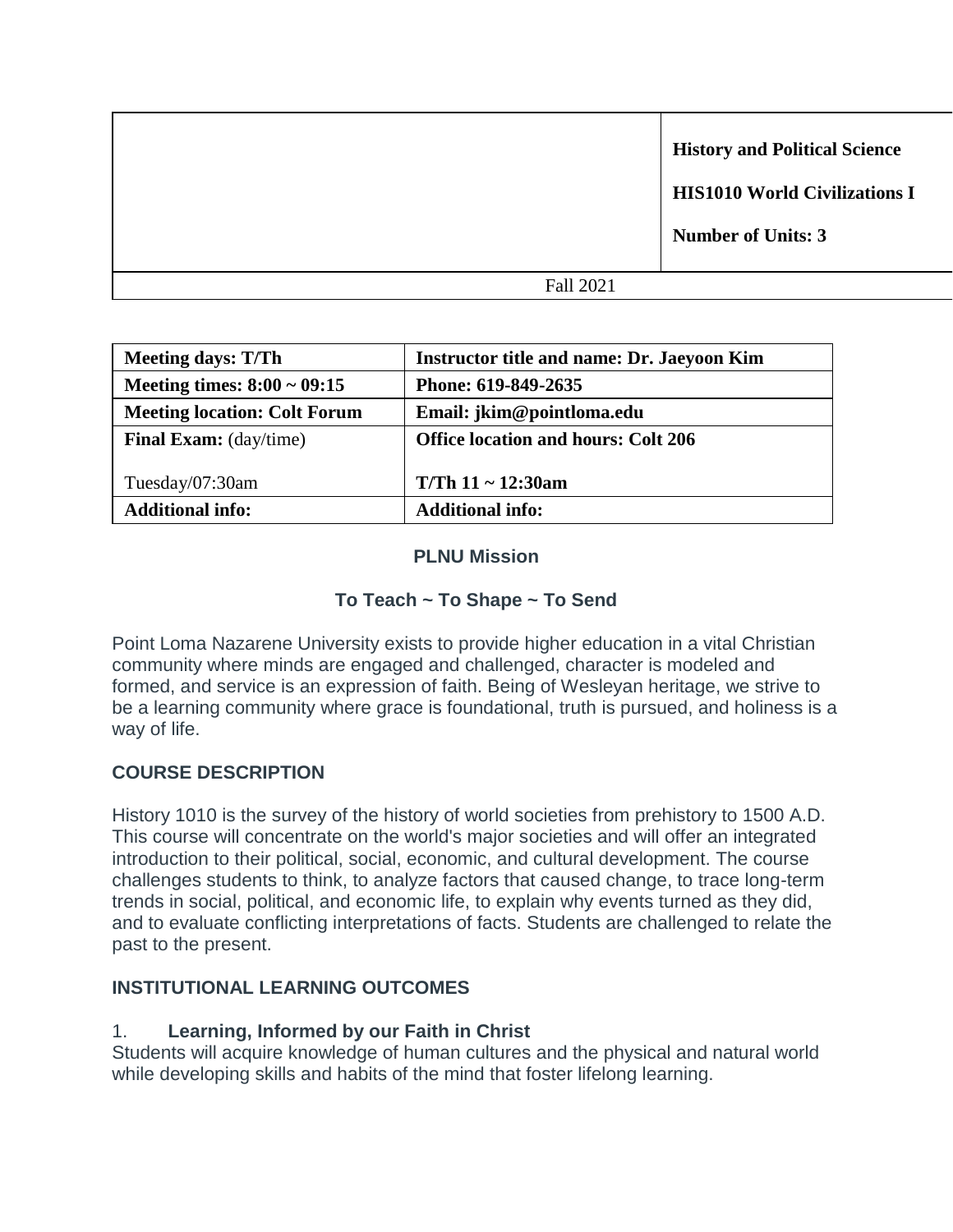| | History and Political Science<br><br>HIS1010 World Civilizations I<br><br>Number of Units: 3 |
|---|---|
| Fall 2021 | |

| Meeting days: T/Th | Instructor title and name: Dr. Jaeyoon Kim |
|---|---|
| Meeting times: 8:00 ~ 09:15 | Phone: 619-849-2635 |
| Meeting location: Colt Forum | Email: jkim@pointloma.edu |
| Final Exam: (day/time)<br><br>Tuesday/07:30am | Office location and hours: Colt 206<br><br>T/Th 11 ~ 12:30am |
| Additional info: | Additional info: |

## PLNU Mission

### To Teach ~ To Shape ~ To Send

Point Loma Nazarene University exists to provide higher education in a vital Christian community where minds are engaged and challenged, character is modeled and formed, and service is an expression of faith. Being of Wesleyan heritage, we strive to be a learning community where grace is foundational, truth is pursued, and holiness is a way of life.

## COURSE DESCRIPTION

History 1010 is the survey of the history of world societies from prehistory to 1500 A.D. This course will concentrate on the world's major societies and will offer an integrated introduction to their political, social, economic, and cultural development. The course challenges students to think, to analyze factors that caused change, to trace long-term trends in social, political, and economic life, to explain why events turned as they did, and to evaluate conflicting interpretations of facts. Students are challenged to relate the past to the present.

## INSTITUTIONAL LEARNING OUTCOMES

1. **Learning, Informed by our Faith in Christ**
Students will acquire knowledge of human cultures and the physical and natural world while developing skills and habits of the mind that foster lifelong learning.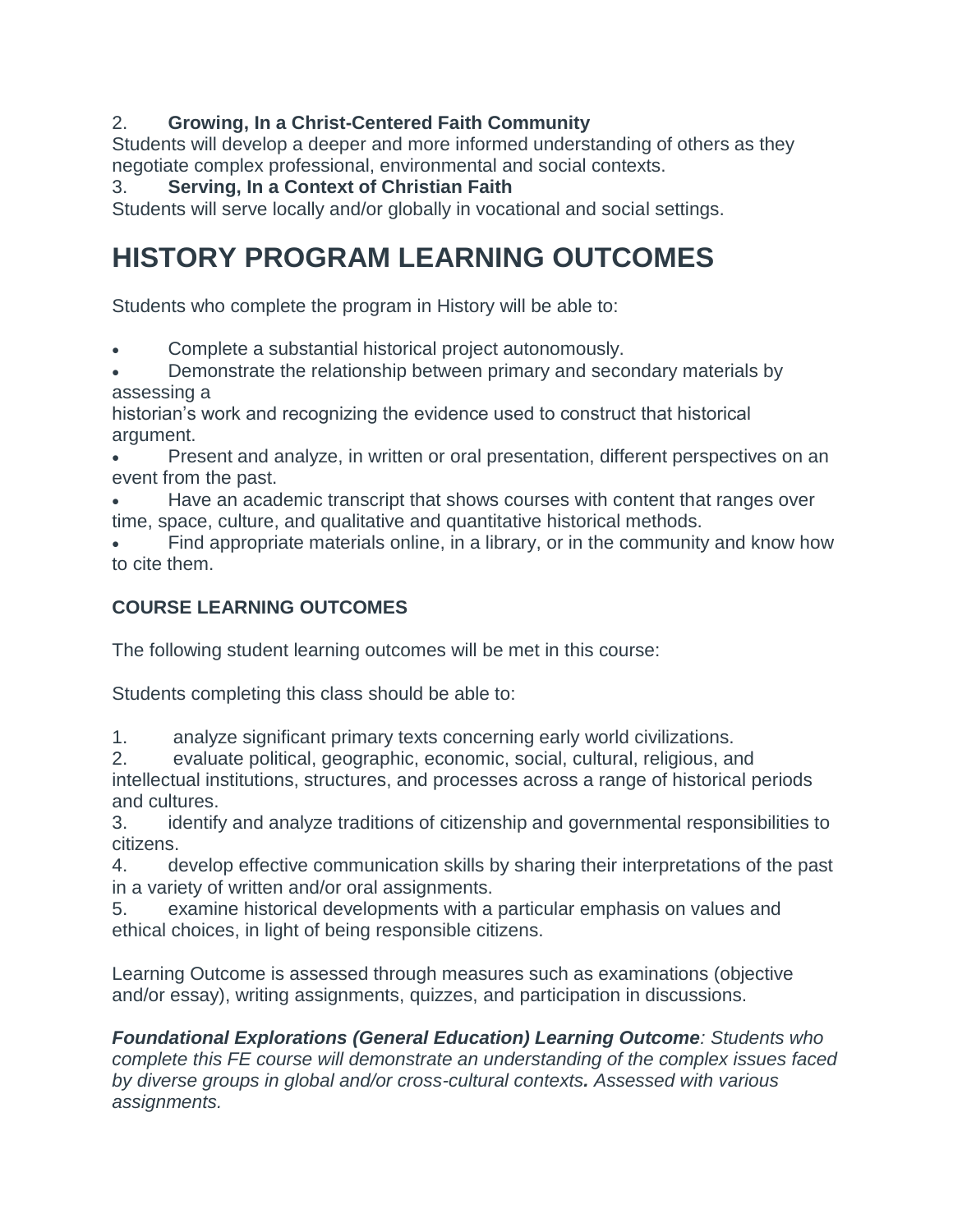2. **Growing, In a Christ-Centered Faith Community**
Students will develop a deeper and more informed understanding of others as they negotiate complex professional, environmental and social contexts.

3. **Serving, In a Context of Christian Faith**
Students will serve locally and/or globally in vocational and social settings.

# HISTORY PROGRAM LEARNING OUTCOMES

Students who complete the program in History will be able to:

- Complete a substantial historical project autonomously.
- Demonstrate the relationship between primary and secondary materials by assessing a historian's work and recognizing the evidence used to construct that historical argument.
- Present and analyze, in written or oral presentation, different perspectives on an event from the past.
- Have an academic transcript that shows courses with content that ranges over time, space, culture, and qualitative and quantitative historical methods.
- Find appropriate materials online, in a library, or in the community and know how to cite them.

### COURSE LEARNING OUTCOMES

The following student learning outcomes will be met in this course:

Students completing this class should be able to:

1. analyze significant primary texts concerning early world civilizations.
2. evaluate political, geographic, economic, social, cultural, religious, and intellectual institutions, structures, and processes across a range of historical periods and cultures.
3. identify and analyze traditions of citizenship and governmental responsibilities to citizens.
4. develop effective communication skills by sharing their interpretations of the past in a variety of written and/or oral assignments.
5. examine historical developments with a particular emphasis on values and ethical choices, in light of being responsible citizens.

Learning Outcome is assessed through measures such as examinations (objective and/or essay), writing assignments, quizzes, and participation in discussions.

***Foundational Explorations (General Education) Learning Outcome****: Students who complete this FE course will demonstrate an understanding of the complex issues faced by diverse groups in global and/or cross-cultural contexts**.** Assessed with various assignments.*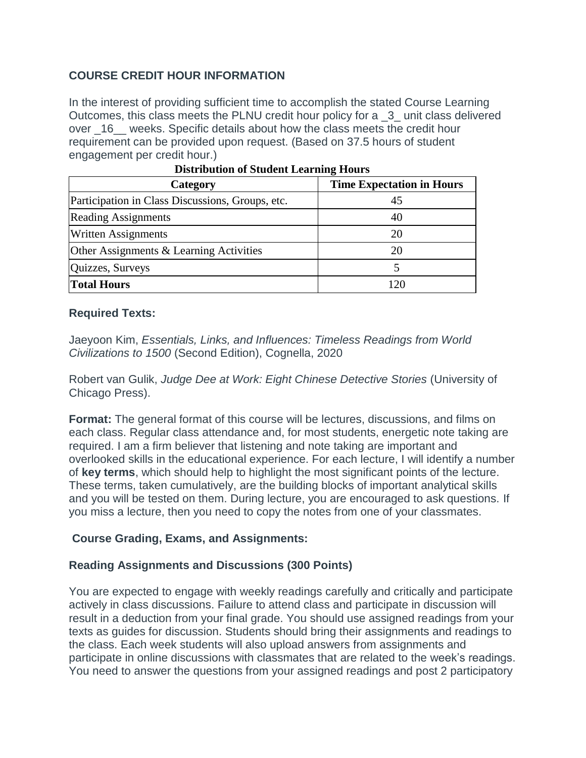### COURSE CREDIT HOUR INFORMATION

In the interest of providing sufficient time to accomplish the stated Course Learning Outcomes, this class meets the PLNU credit hour policy for a _3_ unit class delivered over _16__ weeks. Specific details about how the class meets the credit hour requirement can be provided upon request. (Based on 37.5 hours of student engagement per credit hour.)

**Distribution of Student Learning Hours**

| Category | Time Expectation in Hours |
|---|---|
| Participation in Class Discussions, Groups, etc. | 45 |
| Reading Assignments | 40 |
| Written Assignments | 20 |
| Other Assignments & Learning Activities | 20 |
| Quizzes, Surveys | 5 |
| **Total Hours** | 120 |

### Required Texts:

Jaeyoon Kim, *Essentials, Links, and Influences: Timeless Readings from World Civilizations to 1500* (Second Edition), Cognella, 2020

Robert van Gulik, *Judge Dee at Work: Eight Chinese Detective Stories* (University of Chicago Press).

**Format:** The general format of this course will be lectures, discussions, and films on each class. Regular class attendance and, for most students, energetic note taking are required. I am a firm believer that listening and note taking are important and overlooked skills in the educational experience. For each lecture, I will identify a number of **key terms**, which should help to highlight the most significant points of the lecture. These terms, taken cumulatively, are the building blocks of important analytical skills and you will be tested on them. During lecture, you are encouraged to ask questions. If you miss a lecture, then you need to copy the notes from one of your classmates.

### Course Grading, Exams, and Assignments:

### Reading Assignments and Discussions (300 Points)

You are expected to engage with weekly readings carefully and critically and participate actively in class discussions. Failure to attend class and participate in discussion will result in a deduction from your final grade. You should use assigned readings from your texts as guides for discussion. Students should bring their assignments and readings to the class. Each week students will also upload answers from assignments and participate in online discussions with classmates that are related to the week's readings. You need to answer the questions from your assigned readings and post 2 participatory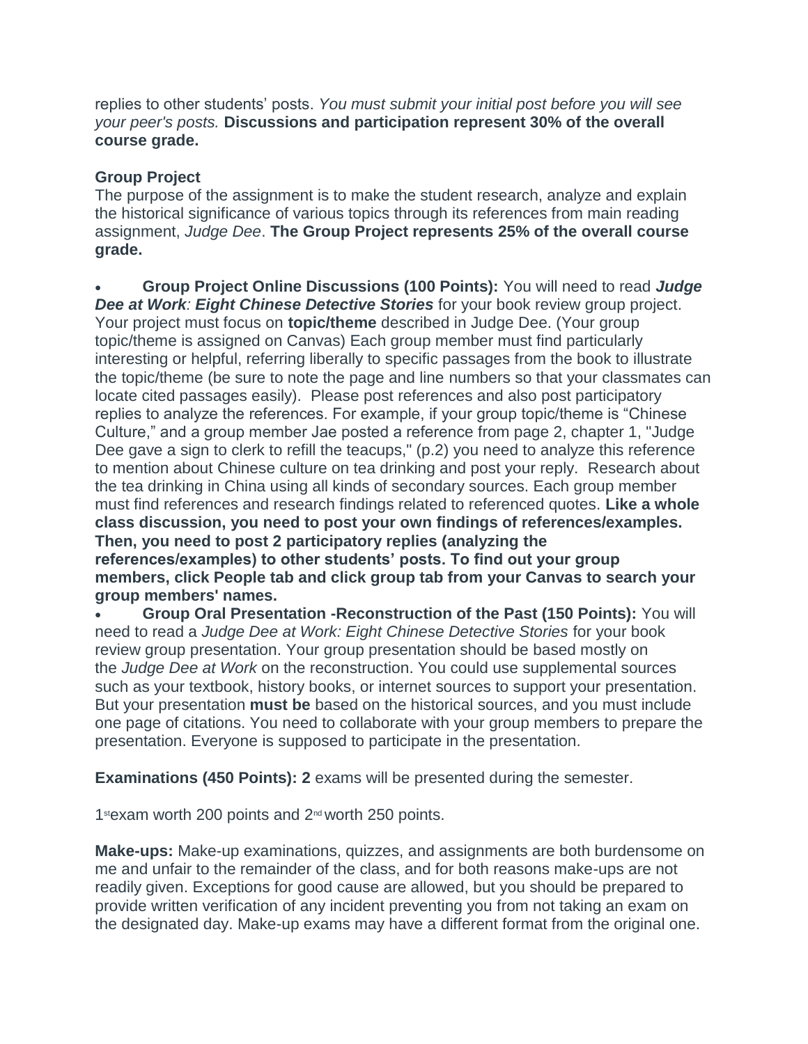replies to other students' posts. *You must submit your initial post before you will see your peer's posts.* **Discussions and participation represent 30% of the overall course grade.**

**Group Project**

The purpose of the assignment is to make the student research, analyze and explain the historical significance of various topics through its references from main reading assignment, *Judge Dee*. **The Group Project represents 25% of the overall course grade.**

- **Group Project Online Discussions (100 Points):** You will need to read ***Judge Dee at Work*: *Eight Chinese Detective Stories*** for your book review group project. Your project must focus on **topic/theme** described in Judge Dee. (Your group topic/theme is assigned on Canvas) Each group member must find particularly interesting or helpful, referring liberally to specific passages from the book to illustrate the topic/theme (be sure to note the page and line numbers so that your classmates can locate cited passages easily). Please post references and also post participatory replies to analyze the references. For example, if your group topic/theme is "Chinese Culture," and a group member Jae posted a reference from page 2, chapter 1, "Judge Dee gave a sign to clerk to refill the teacups," (p.2) you need to analyze this reference to mention about Chinese culture on tea drinking and post your reply. Research about the tea drinking in China using all kinds of secondary sources. Each group member must find references and research findings related to referenced quotes. **Like a whole class discussion, you need to post your own findings of references/examples. Then, you need to post 2 participatory replies (analyzing the references/examples) to other students' posts. To find out your group members, click People tab and click group tab from your Canvas to search your group members' names.**
- **Group Oral Presentation -Reconstruction of the Past (150 Points):** You will need to read a *Judge Dee at Work: Eight Chinese Detective Stories* for your book review group presentation. Your group presentation should be based mostly on the *Judge Dee at Work* on the reconstruction. You could use supplemental sources such as your textbook, history books, or internet sources to support your presentation. But your presentation **must be** based on the historical sources, and you must include one page of citations. You need to collaborate with your group members to prepare the presentation. Everyone is supposed to participate in the presentation.

**Examinations (450 Points): 2** exams will be presented during the semester.

1st exam worth 200 points and 2nd worth 250 points.

**Make-ups:** Make-up examinations, quizzes, and assignments are both burdensome on me and unfair to the remainder of the class, and for both reasons make-ups are not readily given. Exceptions for good cause are allowed, but you should be prepared to provide written verification of any incident preventing you from not taking an exam on the designated day. Make-up exams may have a different format from the original one.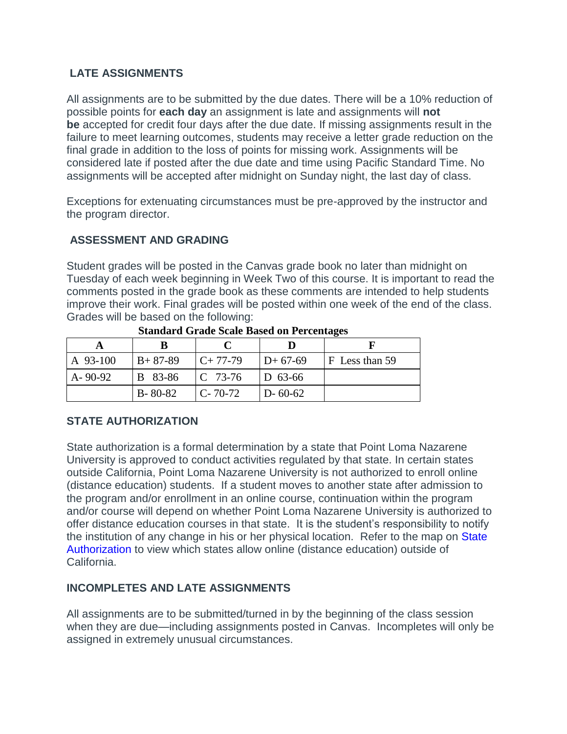## LATE ASSIGNMENTS

All assignments are to be submitted by the due dates. There will be a 10% reduction of possible points for **each day** an assignment is late and assignments will **not be** accepted for credit four days after the due date. If missing assignments result in the failure to meet learning outcomes, students may receive a letter grade reduction on the final grade in addition to the loss of points for missing work. Assignments will be considered late if posted after the due date and time using Pacific Standard Time. No assignments will be accepted after midnight on Sunday night, the last day of class.

Exceptions for extenuating circumstances must be pre-approved by the instructor and the program director.

## ASSESSMENT AND GRADING

Student grades will be posted in the Canvas grade book no later than midnight on Tuesday of each week beginning in Week Two of this course. It is important to read the comments posted in the grade book as these comments are intended to help students improve their work. Final grades will be posted within one week of the end of the class. Grades will be based on the following:

**Standard Grade Scale Based on Percentages**

| A | B | C | D | F |
|---|---|---|---|---|
| A 93-100 | B+ 87-89 | C+ 77-79 | D+ 67-69 | F Less than 59 |
| A- 90-92 | B 83-86 | C 73-76 | D 63-66 | |
| | B- 80-82 | C- 70-72 | D- 60-62 | |

## STATE AUTHORIZATION

State authorization is a formal determination by a state that Point Loma Nazarene University is approved to conduct activities regulated by that state. In certain states outside California, Point Loma Nazarene University is not authorized to enroll online (distance education) students. If a student moves to another state after admission to the program and/or enrollment in an online course, continuation within the program and/or course will depend on whether Point Loma Nazarene University is authorized to offer distance education courses in that state. It is the student's responsibility to notify the institution of any change in his or her physical location. Refer to the map on State Authorization to view which states allow online (distance education) outside of California.

## INCOMPLETES AND LATE ASSIGNMENTS

All assignments are to be submitted/turned in by the beginning of the class session when they are due—including assignments posted in Canvas. Incompletes will only be assigned in extremely unusual circumstances.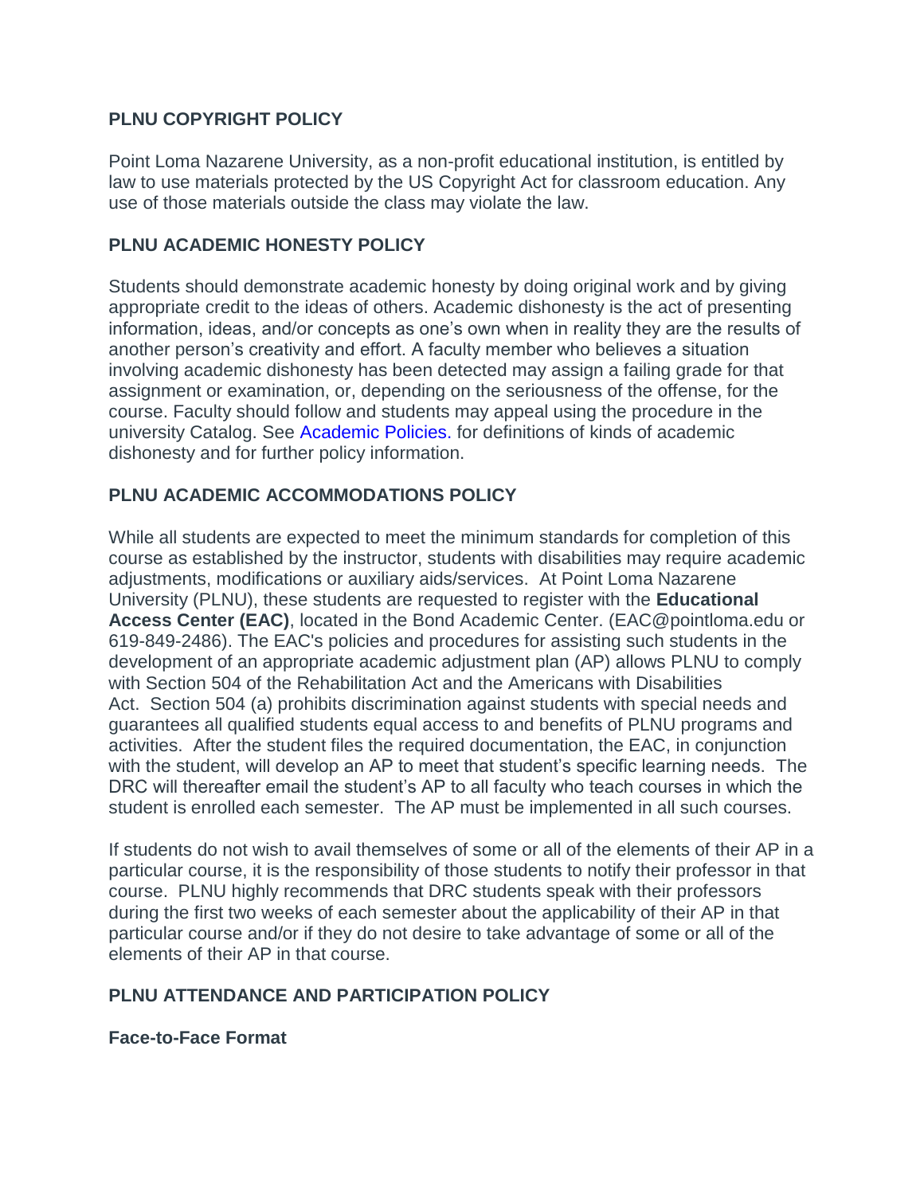### PLNU COPYRIGHT POLICY

Point Loma Nazarene University, as a non-profit educational institution, is entitled by law to use materials protected by the US Copyright Act for classroom education. Any use of those materials outside the class may violate the law.

### PLNU ACADEMIC HONESTY POLICY

Students should demonstrate academic honesty by doing original work and by giving appropriate credit to the ideas of others. Academic dishonesty is the act of presenting information, ideas, and/or concepts as one's own when in reality they are the results of another person's creativity and effort. A faculty member who believes a situation involving academic dishonesty has been detected may assign a failing grade for that assignment or examination, or, depending on the seriousness of the offense, for the course. Faculty should follow and students may appeal using the procedure in the university Catalog. See Academic Policies. for definitions of kinds of academic dishonesty and for further policy information.

### PLNU ACADEMIC ACCOMMODATIONS POLICY

While all students are expected to meet the minimum standards for completion of this course as established by the instructor, students with disabilities may require academic adjustments, modifications or auxiliary aids/services. At Point Loma Nazarene University (PLNU), these students are requested to register with the **Educational Access Center (EAC)**, located in the Bond Academic Center. (EAC@pointloma.edu or 619-849-2486). The EAC's policies and procedures for assisting such students in the development of an appropriate academic adjustment plan (AP) allows PLNU to comply with Section 504 of the Rehabilitation Act and the Americans with Disabilities Act. Section 504 (a) prohibits discrimination against students with special needs and guarantees all qualified students equal access to and benefits of PLNU programs and activities. After the student files the required documentation, the EAC, in conjunction with the student, will develop an AP to meet that student's specific learning needs. The DRC will thereafter email the student's AP to all faculty who teach courses in which the student is enrolled each semester. The AP must be implemented in all such courses.

If students do not wish to avail themselves of some or all of the elements of their AP in a particular course, it is the responsibility of those students to notify their professor in that course. PLNU highly recommends that DRC students speak with their professors during the first two weeks of each semester about the applicability of their AP in that particular course and/or if they do not desire to take advantage of some or all of the elements of their AP in that course.

### PLNU ATTENDANCE AND PARTICIPATION POLICY

**Face-to-Face Format**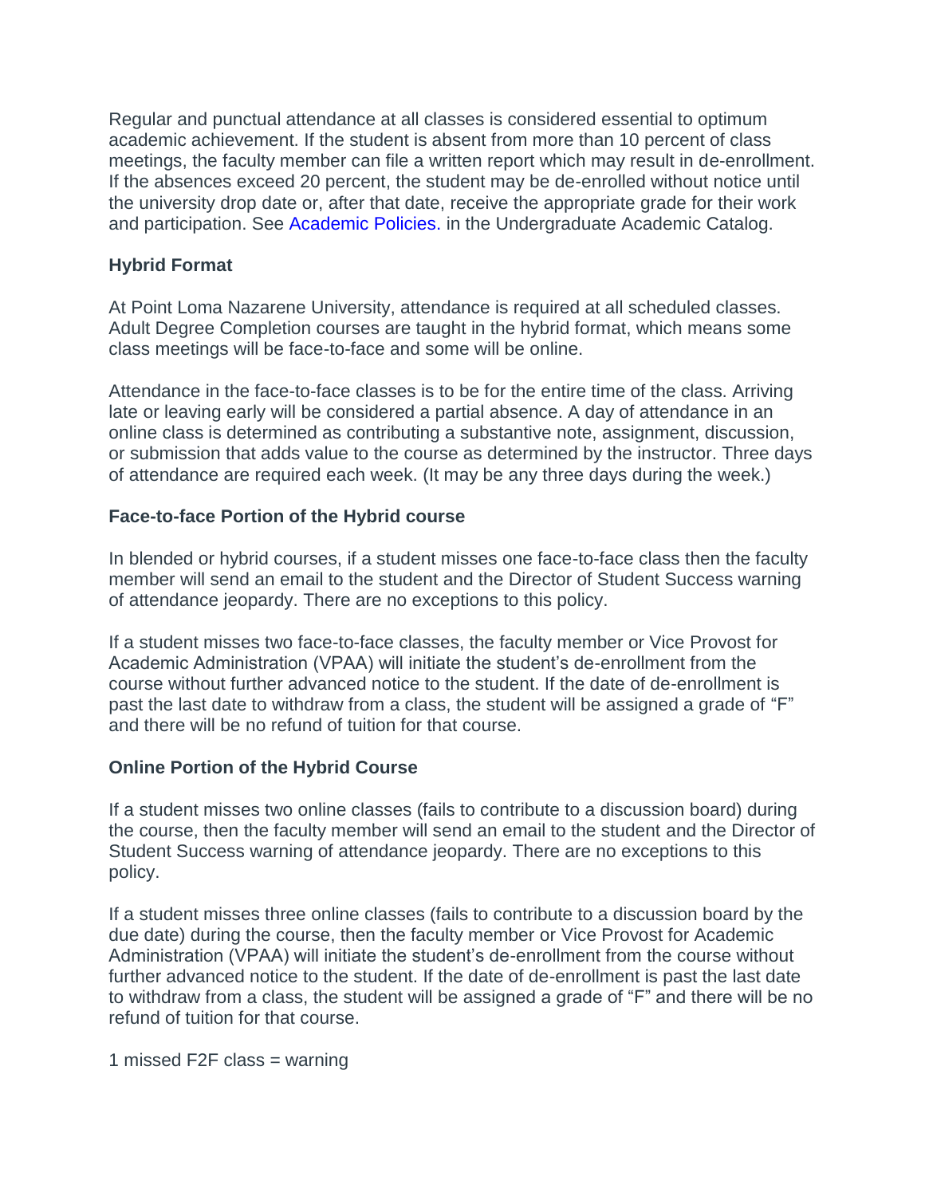Regular and punctual attendance at all classes is considered essential to optimum academic achievement. If the student is absent from more than 10 percent of class meetings, the faculty member can file a written report which may result in de-enrollment. If the absences exceed 20 percent, the student may be de-enrolled without notice until the university drop date or, after that date, receive the appropriate grade for their work and participation. See Academic Policies. in the Undergraduate Academic Catalog.

**Hybrid Format**

At Point Loma Nazarene University, attendance is required at all scheduled classes. Adult Degree Completion courses are taught in the hybrid format, which means some class meetings will be face-to-face and some will be online.

Attendance in the face-to-face classes is to be for the entire time of the class. Arriving late or leaving early will be considered a partial absence. A day of attendance in an online class is determined as contributing a substantive note, assignment, discussion, or submission that adds value to the course as determined by the instructor. Three days of attendance are required each week. (It may be any three days during the week.)

**Face-to-face Portion of the Hybrid course**

In blended or hybrid courses, if a student misses one face-to-face class then the faculty member will send an email to the student and the Director of Student Success warning of attendance jeopardy. There are no exceptions to this policy.

If a student misses two face-to-face classes, the faculty member or Vice Provost for Academic Administration (VPAA) will initiate the student's de-enrollment from the course without further advanced notice to the student. If the date of de-enrollment is past the last date to withdraw from a class, the student will be assigned a grade of "F" and there will be no refund of tuition for that course.

**Online Portion of the Hybrid Course**

If a student misses two online classes (fails to contribute to a discussion board) during the course, then the faculty member will send an email to the student and the Director of Student Success warning of attendance jeopardy. There are no exceptions to this policy.

If a student misses three online classes (fails to contribute to a discussion board by the due date) during the course, then the faculty member or Vice Provost for Academic Administration (VPAA) will initiate the student's de-enrollment from the course without further advanced notice to the student. If the date of de-enrollment is past the last date to withdraw from a class, the student will be assigned a grade of "F" and there will be no refund of tuition for that course.

1 missed F2F class = warning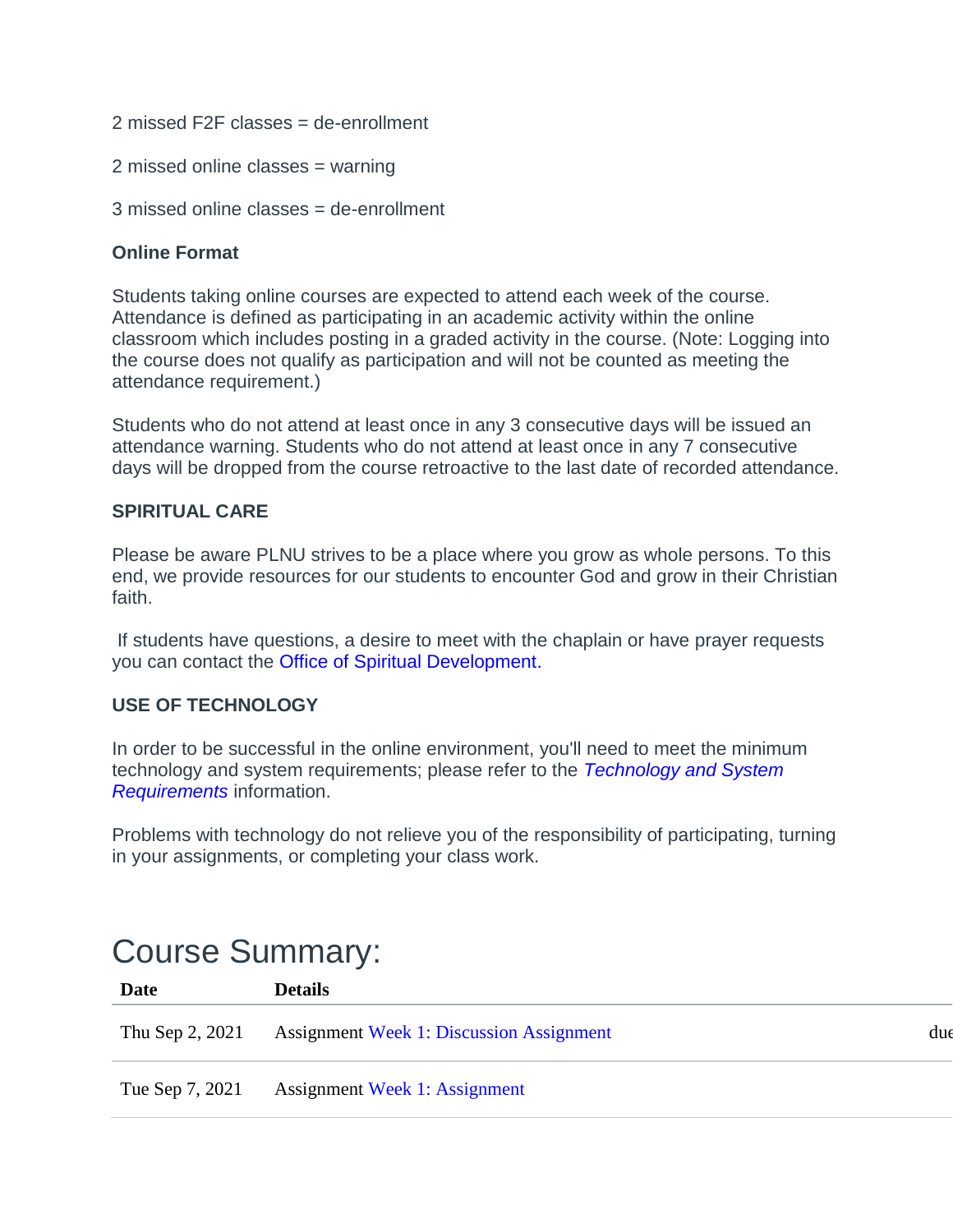2 missed F2F classes = de-enrollment

2 missed online classes = warning

3 missed online classes = de-enrollment

**Online Format**

Students taking online courses are expected to attend each week of the course. Attendance is defined as participating in an academic activity within the online classroom which includes posting in a graded activity in the course. (Note: Logging into the course does not qualify as participation and will not be counted as meeting the attendance requirement.)

Students who do not attend at least once in any 3 consecutive days will be issued an attendance warning. Students who do not attend at least once in any 7 consecutive days will be dropped from the course retroactive to the last date of recorded attendance.

**SPIRITUAL CARE**

Please be aware PLNU strives to be a place where you grow as whole persons. To this end, we provide resources for our students to encounter God and grow in their Christian faith.

If students have questions, a desire to meet with the chaplain or have prayer requests you can contact the Office of Spiritual Development.

**USE OF TECHNOLOGY**

In order to be successful in the online environment, you'll need to meet the minimum technology and system requirements; please refer to the *Technology and System Requirements* information.

Problems with technology do not relieve you of the responsibility of participating, turning in your assignments, or completing your class work.

# Course Summary:

| Date | Details | |
| --- | --- | --- |
| Thu Sep 2, 2021 | Assignment Week 1: Discussion Assignment | due |
| Tue Sep 7, 2021 | Assignment Week 1: Assignment | |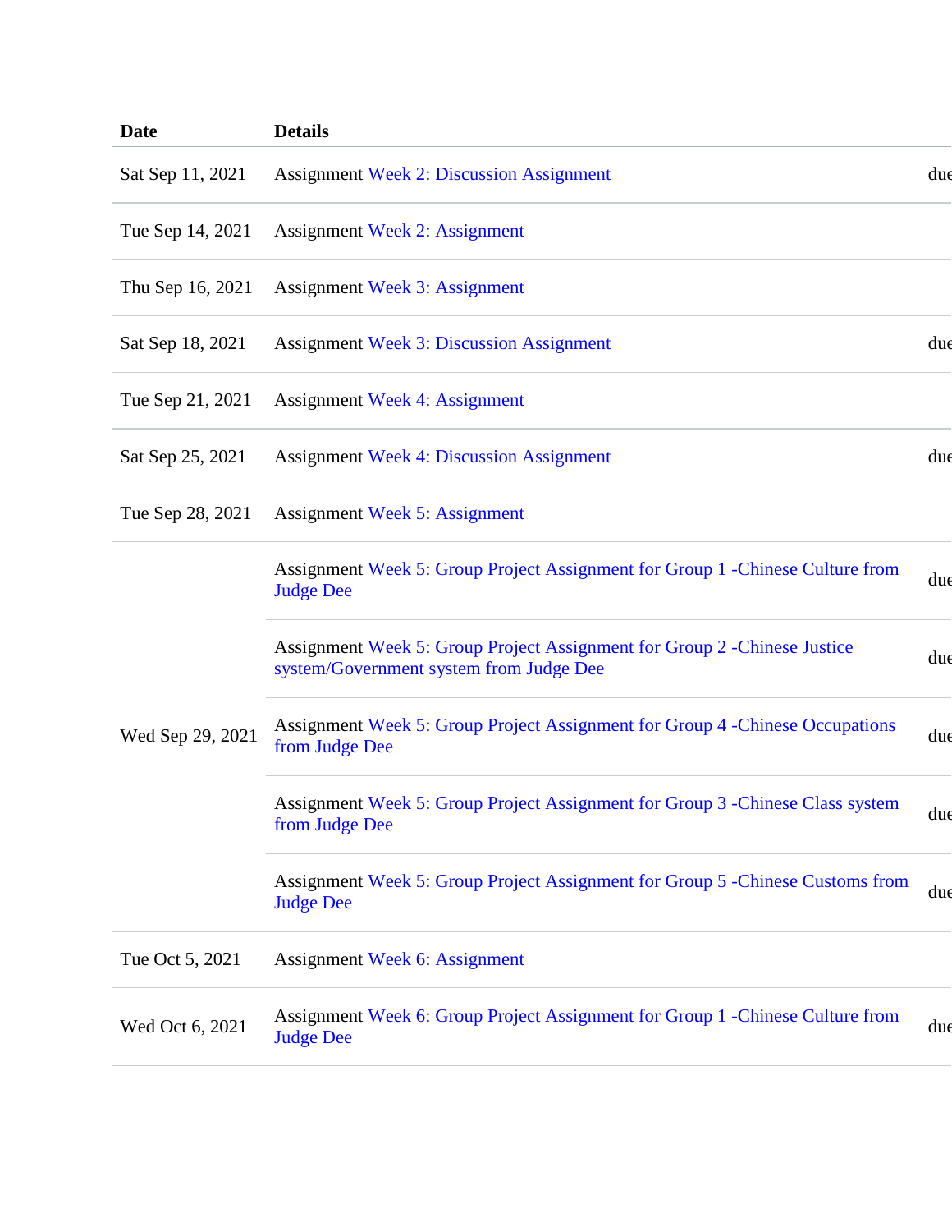| Date | Details | |
|---|---|---|
| Sat Sep 11, 2021 | Assignment Week 2: Discussion Assignment | due |
| Tue Sep 14, 2021 | Assignment Week 2: Assignment | |
| Thu Sep 16, 2021 | Assignment Week 3: Assignment | |
| Sat Sep 18, 2021 | Assignment Week 3: Discussion Assignment | due |
| Tue Sep 21, 2021 | Assignment Week 4: Assignment | |
| Sat Sep 25, 2021 | Assignment Week 4: Discussion Assignment | due |
| Tue Sep 28, 2021 | Assignment Week 5: Assignment | |
| Wed Sep 29, 2021 | Assignment Week 5: Group Project Assignment for Group 1 -Chinese Culture from Judge Dee | due |
| | Assignment Week 5: Group Project Assignment for Group 2 -Chinese Justice system/Government system from Judge Dee | due |
| | Assignment Week 5: Group Project Assignment for Group 4 -Chinese Occupations from Judge Dee | due |
| | Assignment Week 5: Group Project Assignment for Group 3 -Chinese Class system from Judge Dee | due |
| | Assignment Week 5: Group Project Assignment for Group 5 -Chinese Customs from Judge Dee | due |
| Tue Oct 5, 2021 | Assignment Week 6: Assignment | |
| Wed Oct 6, 2021 | Assignment Week 6: Group Project Assignment for Group 1 -Chinese Culture from Judge Dee | due |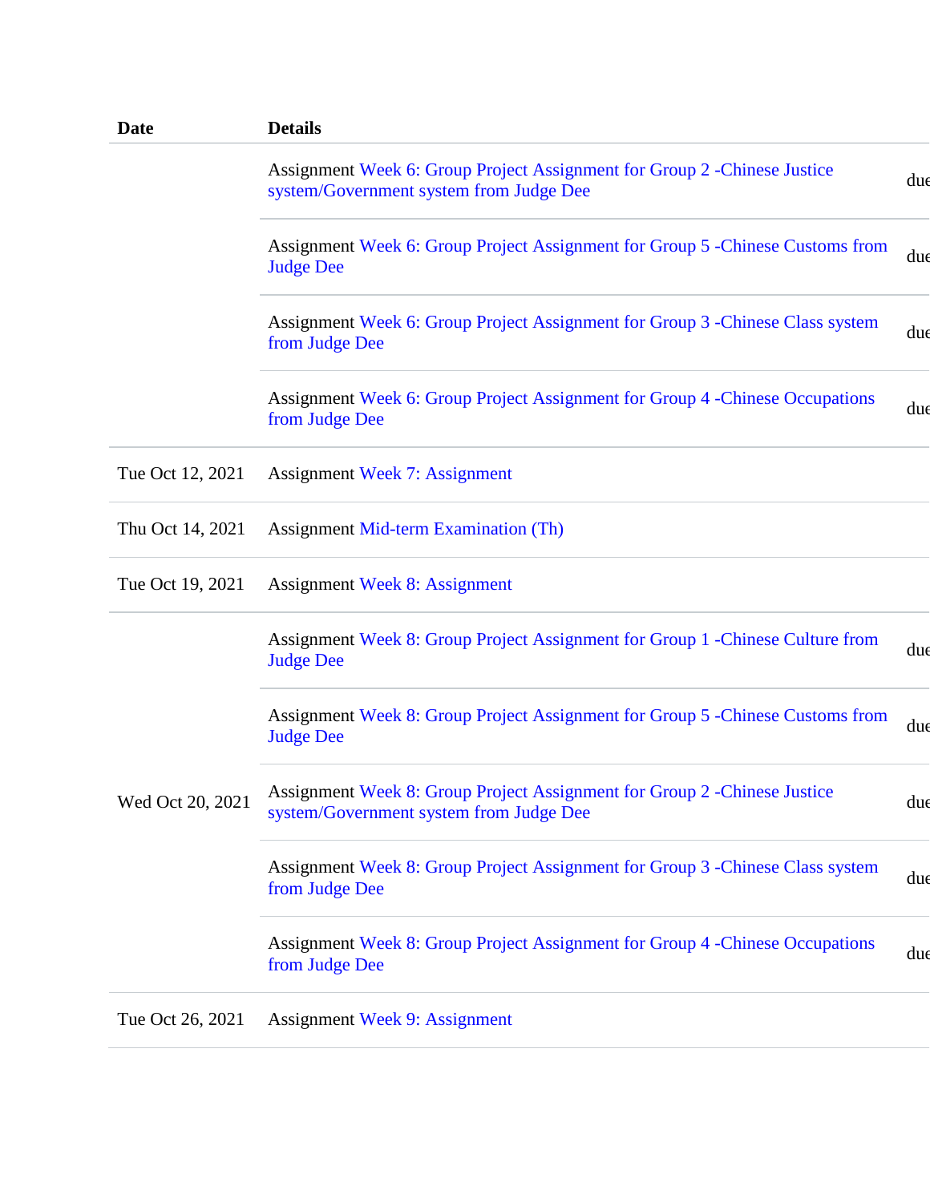| Date | Details | |
|---|---|---|
| | Assignment Week 6: Group Project Assignment for Group 2 -Chinese Justice system/Government system from Judge Dee | due |
| | Assignment Week 6: Group Project Assignment for Group 5 -Chinese Customs from Judge Dee | due |
| | Assignment Week 6: Group Project Assignment for Group 3 -Chinese Class system from Judge Dee | due |
| | Assignment Week 6: Group Project Assignment for Group 4 -Chinese Occupations from Judge Dee | due |
| Tue Oct 12, 2021 | Assignment Week 7: Assignment | |
| Thu Oct 14, 2021 | Assignment Mid-term Examination (Th) | |
| Tue Oct 19, 2021 | Assignment Week 8: Assignment | |
| Wed Oct 20, 2021 | Assignment Week 8: Group Project Assignment for Group 1 -Chinese Culture from Judge Dee | due |
| | Assignment Week 8: Group Project Assignment for Group 5 -Chinese Customs from Judge Dee | due |
| | Assignment Week 8: Group Project Assignment for Group 2 -Chinese Justice system/Government system from Judge Dee | due |
| | Assignment Week 8: Group Project Assignment for Group 3 -Chinese Class system from Judge Dee | due |
| | Assignment Week 8: Group Project Assignment for Group 4 -Chinese Occupations from Judge Dee | due |
| Tue Oct 26, 2021 | Assignment Week 9: Assignment | |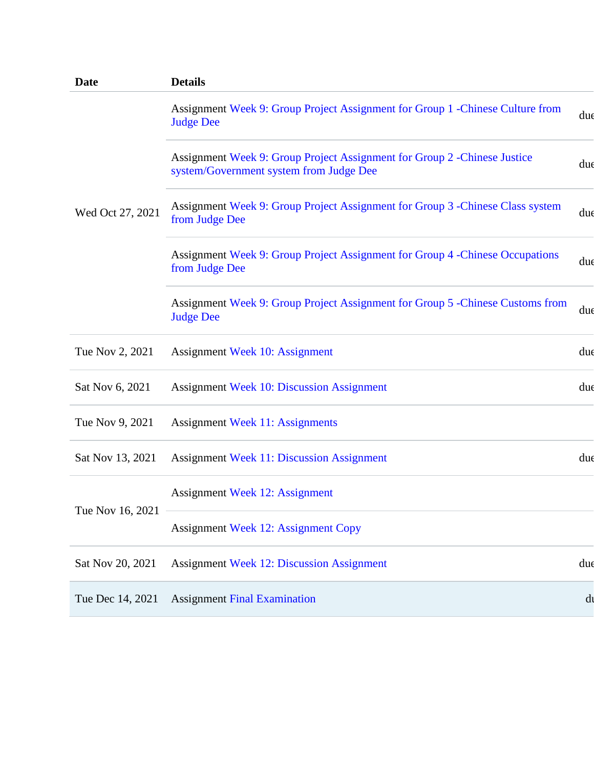| Date | Details | |
|---|---|---|
| Wed Oct 27, 2021 | Assignment Week 9: Group Project Assignment for Group 1 -Chinese Culture from Judge Dee | due |
| | Assignment Week 9: Group Project Assignment for Group 2 -Chinese Justice system/Government system from Judge Dee | due |
| | Assignment Week 9: Group Project Assignment for Group 3 -Chinese Class system from Judge Dee | due |
| | Assignment Week 9: Group Project Assignment for Group 4 -Chinese Occupations from Judge Dee | due |
| | Assignment Week 9: Group Project Assignment for Group 5 -Chinese Customs from Judge Dee | due |
| Tue Nov 2, 2021 | Assignment Week 10: Assignment | due |
| Sat Nov 6, 2021 | Assignment Week 10: Discussion Assignment | due |
| Tue Nov 9, 2021 | Assignment Week 11: Assignments | |
| Sat Nov 13, 2021 | Assignment Week 11: Discussion Assignment | due |
| Tue Nov 16, 2021 | Assignment Week 12: Assignment | |
| | Assignment Week 12: Assignment Copy | |
| Sat Nov 20, 2021 | Assignment Week 12: Discussion Assignment | due |
| Tue Dec 14, 2021 | Assignment Final Examination | du |